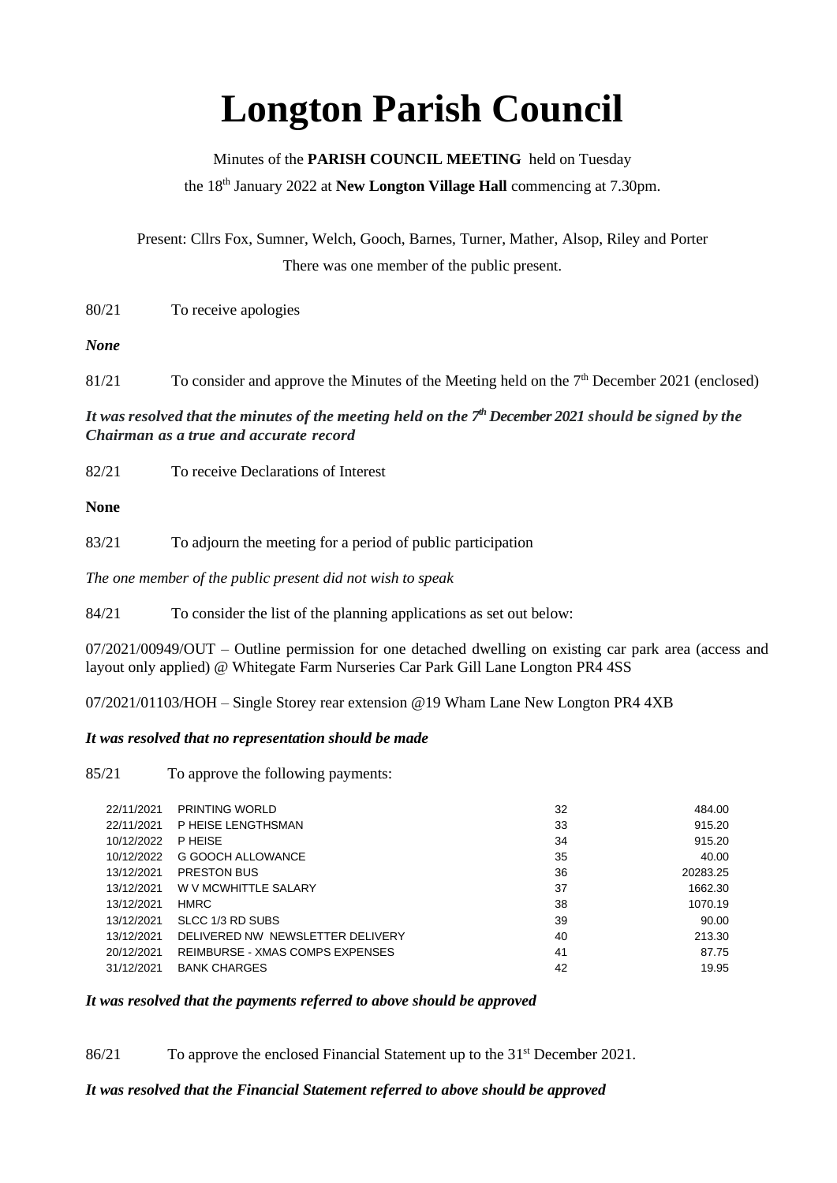# Longton Parish Council

Minutes of the **PARISH COUNCIL MEETING** held on Tuesday the 18th January 2022 at **New Longton Village Hall** commencing at 7.30pm.

Present: Cllrs Fox, Sumner, Welch, Gooch, Barnes, Turner, Mather, Alsop, Riley and Porter

There was one member of the public present.

80/21 To receive apologies

***None***

81/21 To consider and approve the Minutes of the Meeting held on the 7th December 2021 (enclosed)

***It was resolved that the minutes of the meeting held on the 7th December 2021 should be signed by the Chairman as a true and accurate record***

82/21 To receive Declarations of Interest

**None**

83/21 To adjourn the meeting for a period of public participation

*The one member of the public present did not wish to speak*

84/21 To consider the list of the planning applications as set out below:

07/2021/00949/OUT – Outline permission for one detached dwelling on existing car park area (access and layout only applied) @ Whitegate Farm Nurseries Car Park Gill Lane Longton PR4 4SS

07/2021/01103/HOH – Single Storey rear extension @19 Wham Lane New Longton PR4 4XB

***It was resolved that no representation should be made***

85/21 To approve the following payments:

| | | | |
|---|---|---|---|
| 22/11/2021 | PRINTING WORLD | 32 | 484.00 |
| 22/11/2021 | P HEISE LENGTHSMAN | 33 | 915.20 |
| 10/12/2022 | P HEISE | 34 | 915.20 |
| 10/12/2022 | G GOOCH ALLOWANCE | 35 | 40.00 |
| 13/12/2021 | PRESTON BUS | 36 | 20283.25 |
| 13/12/2021 | W V MCWHITTLE SALARY | 37 | 1662.30 |
| 13/12/2021 | HMRC | 38 | 1070.19 |
| 13/12/2021 | SLCC 1/3 RD SUBS | 39 | 90.00 |
| 13/12/2021 | DELIVERED NW NEWSLETTER DELIVERY | 40 | 213.30 |
| 20/12/2021 | REIMBURSE - XMAS COMPS EXPENSES | 41 | 87.75 |
| 31/12/2021 | BANK CHARGES | 42 | 19.95 |

***It was resolved that the payments referred to above should be approved***

86/21 To approve the enclosed Financial Statement up to the 31st December 2021.

***It was resolved that the Financial Statement referred to above should be approved***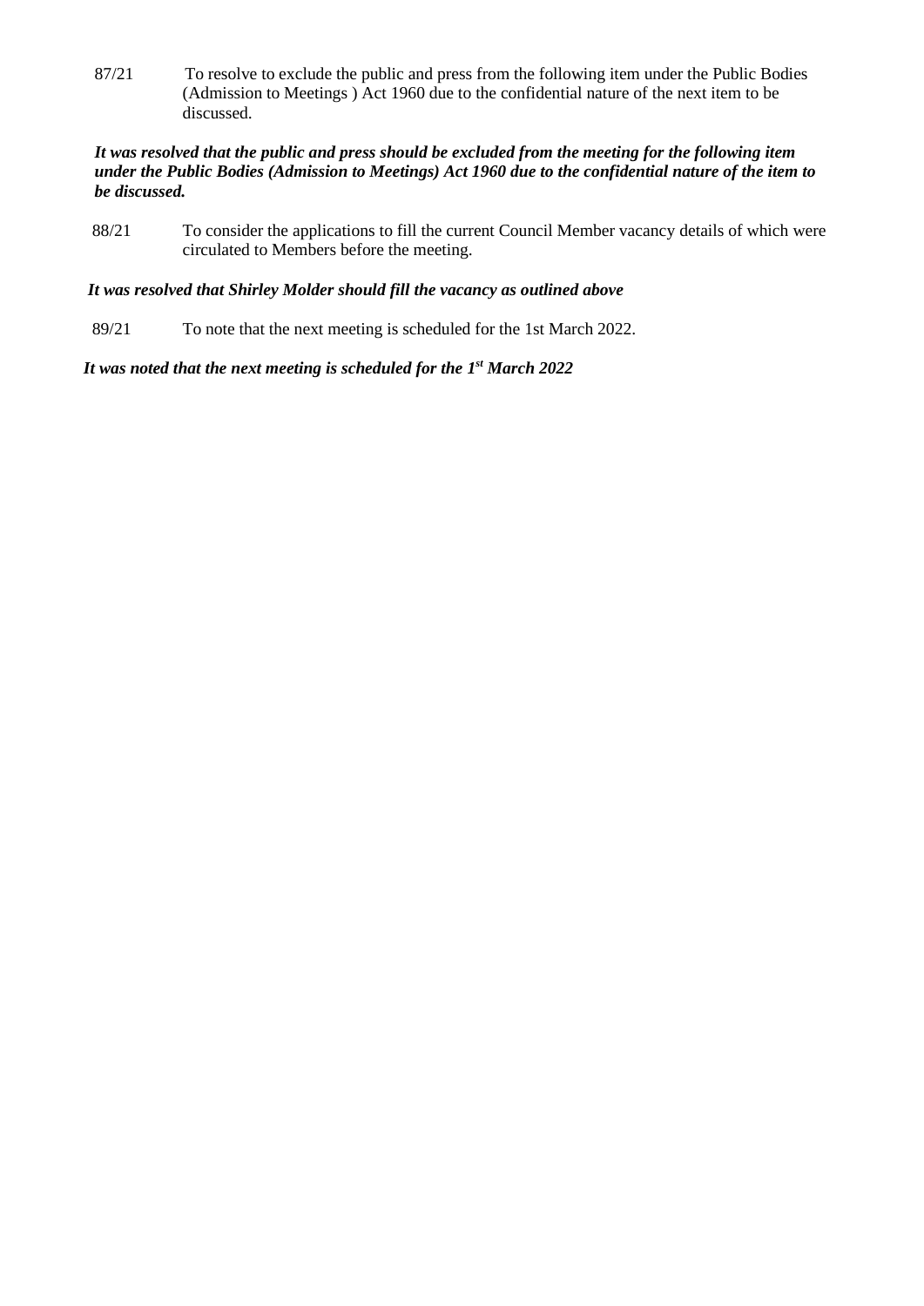87/21 To resolve to exclude the public and press from the following item under the Public Bodies (Admission to Meetings ) Act 1960 due to the confidential nature of the next item to be discussed.

***It was resolved that the public and press should be excluded from the meeting for the following item under the Public Bodies (Admission to Meetings) Act 1960 due to the confidential nature of the item to be discussed.***

88/21 To consider the applications to fill the current Council Member vacancy details of which were circulated to Members before the meeting.

***It was resolved that Shirley Molder should fill the vacancy as outlined above***

89/21 To note that the next meeting is scheduled for the 1st March 2022.

***It was noted that the next meeting is scheduled for the 1st March 2022***